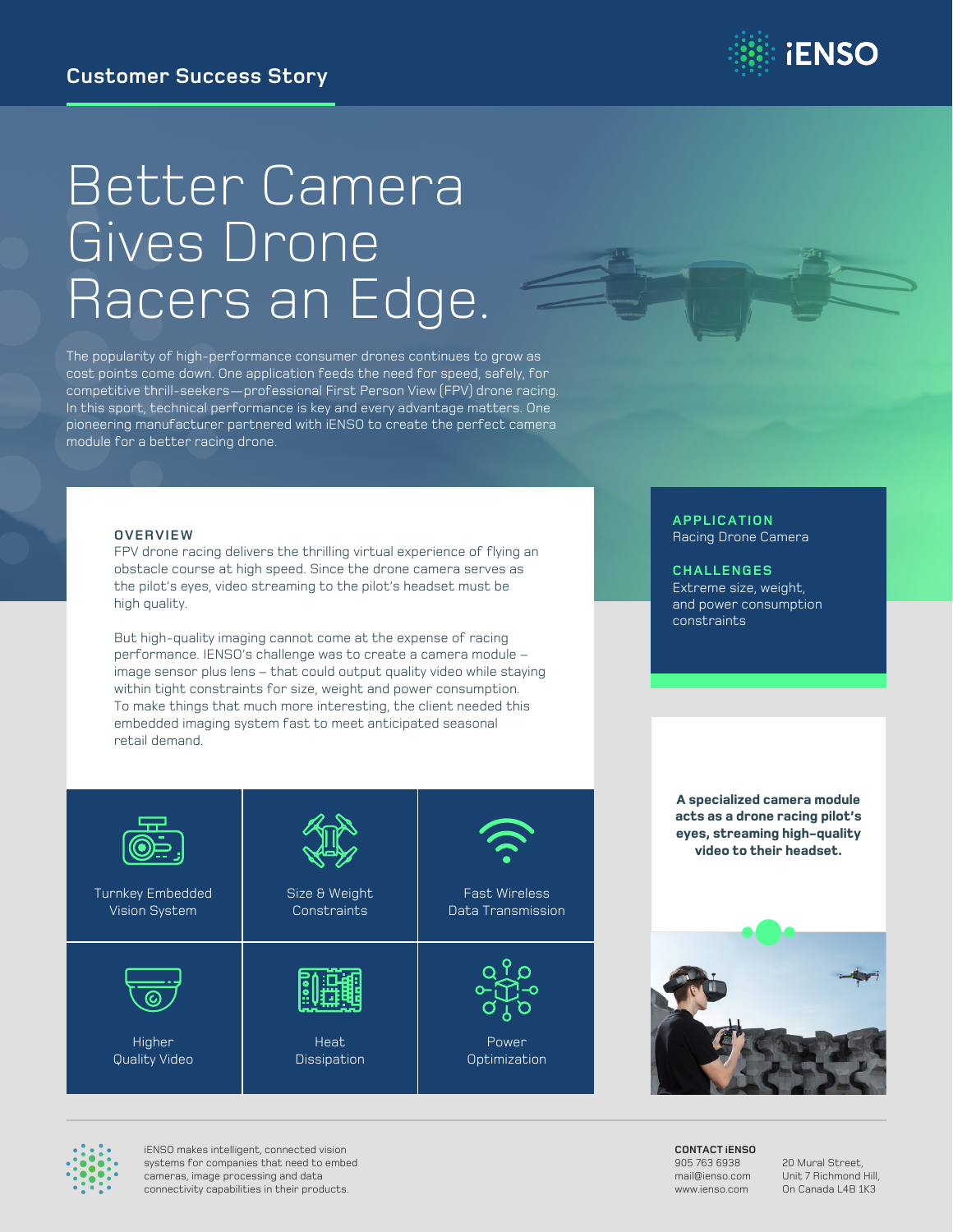Customer Success Story

iENSO

# Better Camera Gives Drone Racers an Edge.

The popularity of high-performance consumer drones continues to grow as cost points come down. One application feeds the need for speed, safely, for competitive thrill-seekers—professional First Person View (FPV) drone racing. In this sport, technical performance is key and every advantage matters. One pioneering manufacturer partnered with iENSO to create the perfect camera module for a better racing drone.

## OVERVIEW

FPV drone racing delivers the thrilling virtual experience of flying an obstacle course at high speed. Since the drone camera serves as the pilot's eyes, video streaming to the pilot's headset must be high quality.

But high-quality imaging cannot come at the expense of racing performance. IENSO's challenge was to create a camera module – image sensor plus lens – that could output quality video while staying within tight constraints for size, weight and power consumption. To make things that much more interesting, the client needed this embedded imaging system fast to meet anticipated seasonal retail demand.

| | | |
|---|---|---|
| Turnkey Embedded Vision System | Size & Weight Constraints | Fast Wireless Data Transmission |
| Higher Quality Video | Heat Dissipation | Power Optimization |

**APPLICATION**
Racing Drone Camera

**CHALLENGES**
Extreme size, weight, and power consumption constraints

**A specialized camera module acts as a drone racing pilot's eyes, streaming high-quality video to their headset.**

iENSO makes intelligent, connected vision systems for companies that need to embed cameras, image processing and data connectivity capabilities in their products.

**CONTACT iENSO**
905 763 6938
mail@ienso.com
www.ienso.com

20 Mural Street,
Unit 7 Richmond Hill,
On Canada L4B 1K3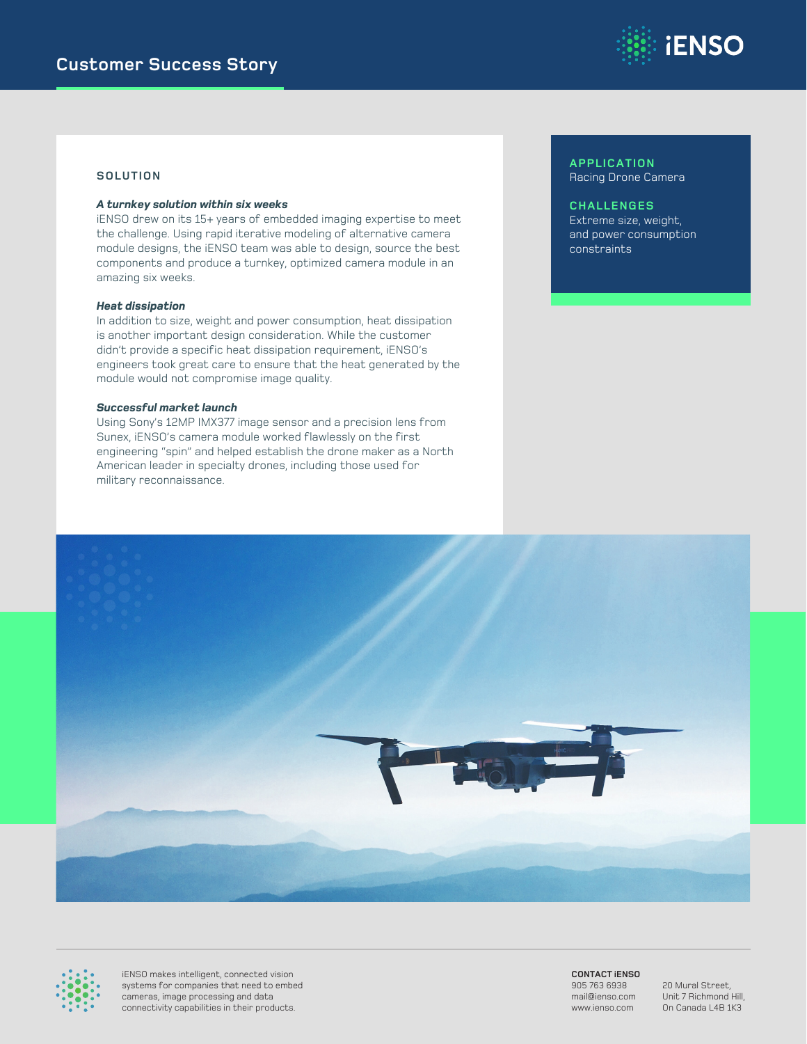# Customer Success Story

## SOLUTION

***A turnkey solution within six weeks***

iENSO drew on its 15+ years of embedded imaging expertise to meet the challenge. Using rapid iterative modeling of alternative camera module designs, the iENSO team was able to design, source the best components and produce a turnkey, optimized camera module in an amazing six weeks.

***Heat dissipation***

In addition to size, weight and power consumption, heat dissipation is another important design consideration. While the customer didn't provide a specific heat dissipation requirement, iENSO's engineers took great care to ensure that the heat generated by the module would not compromise image quality.

***Successful market launch***

Using Sony's 12MP IMX377 image sensor and a precision lens from Sunex, iENSO's camera module worked flawlessly on the first engineering "spin" and helped establish the drone maker as a North American leader in specialty drones, including those used for military reconnaissance.

**APPLICATION**
Racing Drone Camera

**CHALLENGES**
Extreme size, weight, and power consumption constraints

iENSO makes intelligent, connected vision systems for companies that need to embed cameras, image processing and data connectivity capabilities in their products.

**CONTACT iENSO**
905 763 6938
mail@ienso.com
www.ienso.com

20 Mural Street,
Unit 7 Richmond Hill,
On Canada L4B 1K3